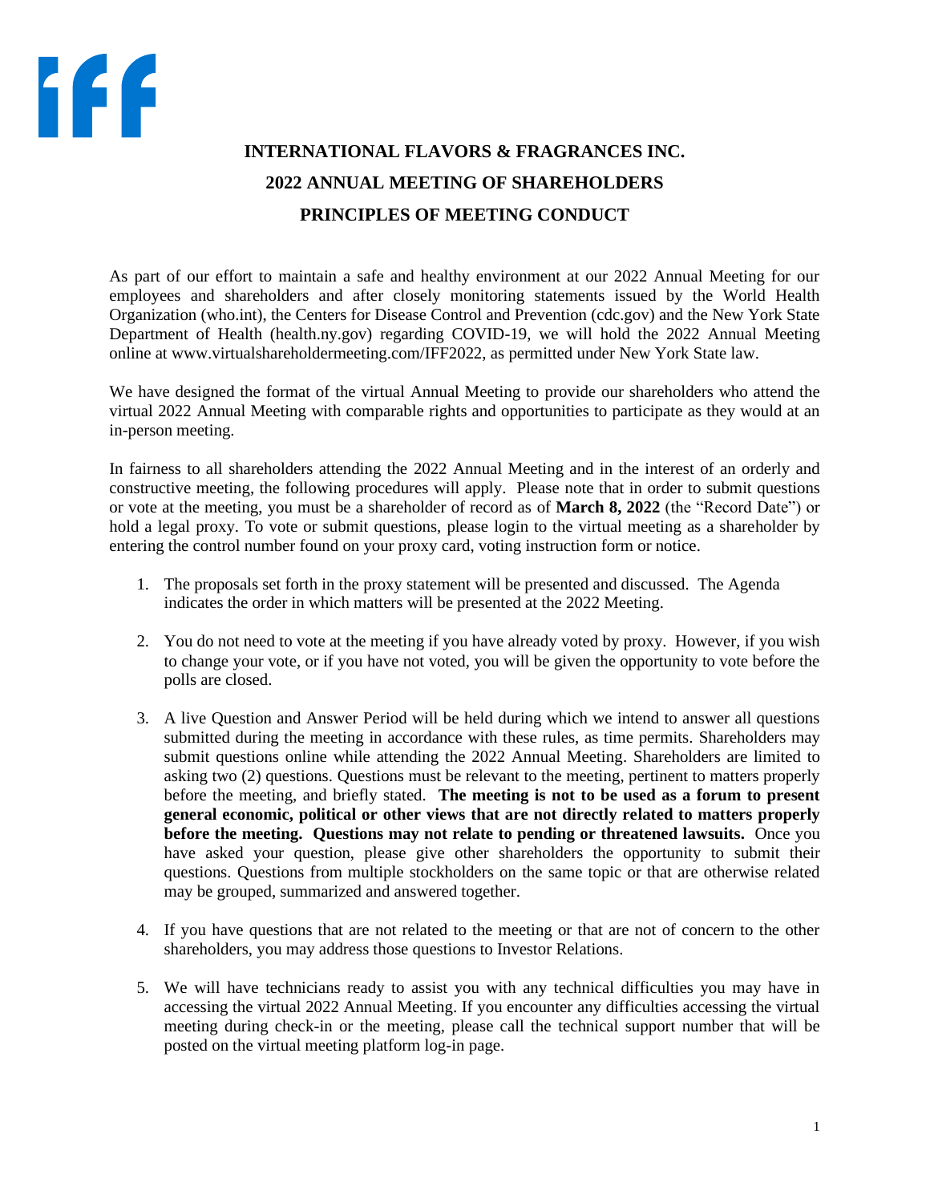# INTERNATIONAL FLAVORS & FRAGRANCES INC.

## 2022 ANNUAL MEETING OF SHAREHOLDERS

## PRINCIPLES OF MEETING CONDUCT

As part of our effort to maintain a safe and healthy environment at our 2022 Annual Meeting for our employees and shareholders and after closely monitoring statements issued by the World Health Organization (who.int), the Centers for Disease Control and Prevention (cdc.gov) and the New York State Department of Health (health.ny.gov) regarding COVID-19, we will hold the 2022 Annual Meeting online at www.virtualshareholdermeeting.com/IFF2022, as permitted under New York State law.

We have designed the format of the virtual Annual Meeting to provide our shareholders who attend the virtual 2022 Annual Meeting with comparable rights and opportunities to participate as they would at an in-person meeting.

In fairness to all shareholders attending the 2022 Annual Meeting and in the interest of an orderly and constructive meeting, the following procedures will apply. Please note that in order to submit questions or vote at the meeting, you must be a shareholder of record as of **March 8, 2022** (the "Record Date") or hold a legal proxy. To vote or submit questions, please login to the virtual meeting as a shareholder by entering the control number found on your proxy card, voting instruction form or notice.

1. The proposals set forth in the proxy statement will be presented and discussed. The Agenda indicates the order in which matters will be presented at the 2022 Meeting.

2. You do not need to vote at the meeting if you have already voted by proxy. However, if you wish to change your vote, or if you have not voted, you will be given the opportunity to vote before the polls are closed.

3. A live Question and Answer Period will be held during which we intend to answer all questions submitted during the meeting in accordance with these rules, as time permits. Shareholders may submit questions online while attending the 2022 Annual Meeting. Shareholders are limited to asking two (2) questions. Questions must be relevant to the meeting, pertinent to matters properly before the meeting, and briefly stated. **The meeting is not to be used as a forum to present general economic, political or other views that are not directly related to matters properly before the meeting. Questions may not relate to pending or threatened lawsuits.** Once you have asked your question, please give other shareholders the opportunity to submit their questions. Questions from multiple stockholders on the same topic or that are otherwise related may be grouped, summarized and answered together.

4. If you have questions that are not related to the meeting or that are not of concern to the other shareholders, you may address those questions to Investor Relations.

5. We will have technicians ready to assist you with any technical difficulties you may have in accessing the virtual 2022 Annual Meeting. If you encounter any difficulties accessing the virtual meeting during check-in or the meeting, please call the technical support number that will be posted on the virtual meeting platform log-in page.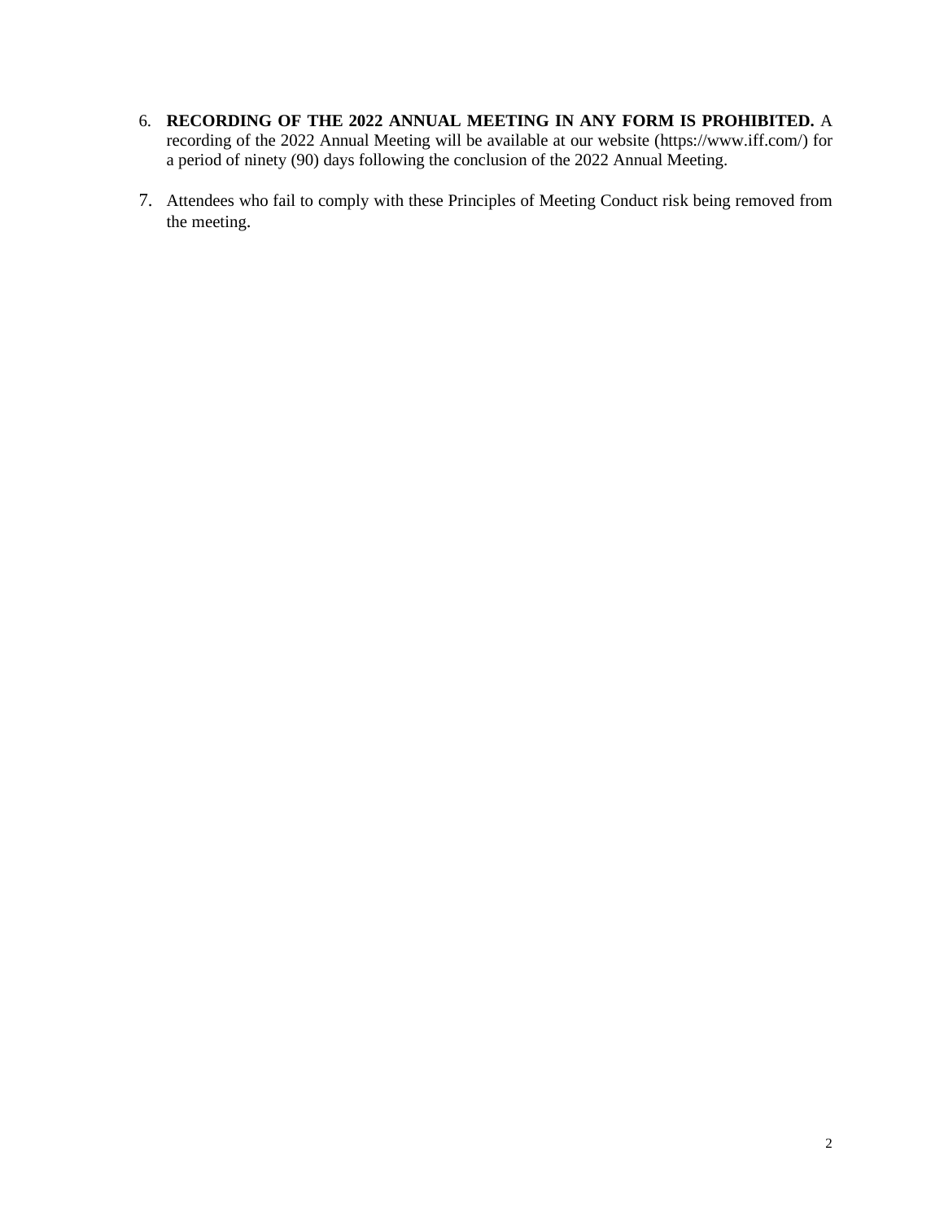6. **RECORDING OF THE 2022 ANNUAL MEETING IN ANY FORM IS PROHIBITED.** A recording of the 2022 Annual Meeting will be available at our website (https://www.iff.com/) for a period of ninety (90) days following the conclusion of the 2022 Annual Meeting.

7. Attendees who fail to comply with these Principles of Meeting Conduct risk being removed from the meeting.